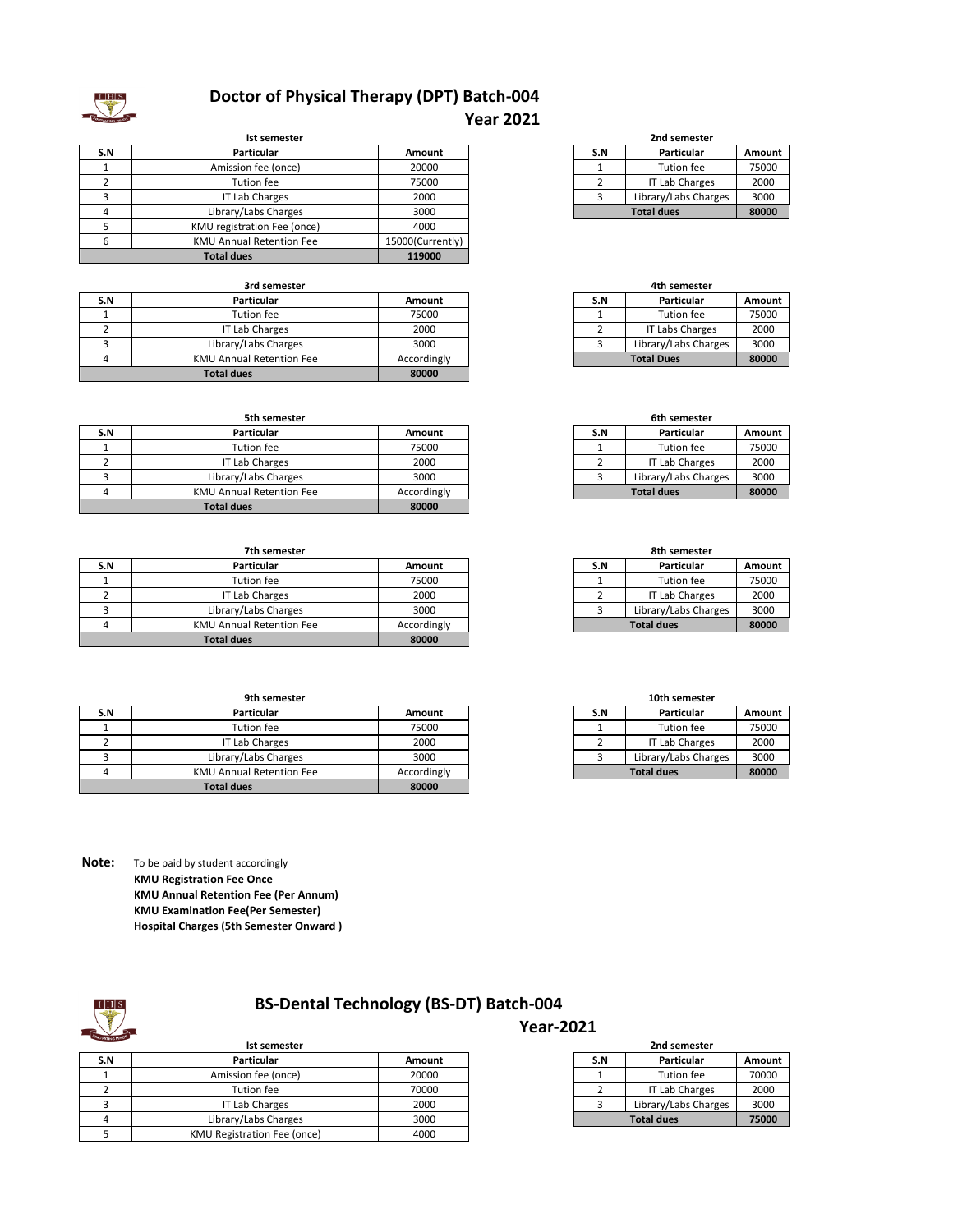# Doctor of Physical Therapy (DPT) Batch-004

## Year 2021

**Ist semester**

| S.N | Particular | Amount |
|---|---|---|
| 1 | Amission fee (once) | 20000 |
| 2 | Tution fee | 75000 |
| 3 | IT Lab Charges | 2000 |
| 4 | Library/Labs Charges | 3000 |
| 5 | KMU registration Fee (once) | 4000 |
| 6 | KMU Annual Retention Fee | 15000(Currently) |
| **Total dues** | | **119000** |

**2nd semester**

| S.N | Particular | Amount |
|---|---|---|
| 1 | Tution fee | 75000 |
| 2 | IT Lab Charges | 2000 |
| 3 | Library/Labs Charges | 3000 |
| **Total dues** | | **80000** |

**3rd semester**

| S.N | Particular | Amount |
|---|---|---|
| 1 | Tution fee | 75000 |
| 2 | IT Lab Charges | 2000 |
| 3 | Library/Labs Charges | 3000 |
| 4 | KMU Annual Retention Fee | Accordingly |
| **Total dues** | | **80000** |

**4th semester**

| S.N | Particular | Amount |
|---|---|---|
| 1 | Tution fee | 75000 |
| 2 | IT Labs Charges | 2000 |
| 3 | Library/Labs Charges | 3000 |
| **Total Dues** | | **80000** |

**5th semester**

| S.N | Particular | Amount |
|---|---|---|
| 1 | Tution fee | 75000 |
| 2 | IT Lab Charges | 2000 |
| 3 | Library/Labs Charges | 3000 |
| 4 | KMU Annual Retention Fee | Accordingly |
| **Total dues** | | **80000** |

**6th semester**

| S.N | Particular | Amount |
|---|---|---|
| 1 | Tution fee | 75000 |
| 2 | IT Lab Charges | 2000 |
| 3 | Library/Labs Charges | 3000 |
| **Total dues** | | **80000** |

**7th semester**

| S.N | Particular | Amount |
|---|---|---|
| 1 | Tution fee | 75000 |
| 2 | IT Lab Charges | 2000 |
| 3 | Library/Labs Charges | 3000 |
| 4 | KMU Annual Retention Fee | Accordingly |
| **Total dues** | | **80000** |

**8th semester**

| S.N | Particular | Amount |
|---|---|---|
| 1 | Tution fee | 75000 |
| 2 | IT Lab Charges | 2000 |
| 3 | Library/Labs Charges | 3000 |
| **Total dues** | | **80000** |

**9th semester**

| S.N | Particular | Amount |
|---|---|---|
| 1 | Tution fee | 75000 |
| 2 | IT Lab Charges | 2000 |
| 3 | Library/Labs Charges | 3000 |
| 4 | KMU Annual Retention Fee | Accordingly |
| **Total dues** | | **80000** |

**10th semester**

| S.N | Particular | Amount |
|---|---|---|
| 1 | Tution fee | 75000 |
| 2 | IT Lab Charges | 2000 |
| 3 | Library/Labs Charges | 3000 |
| **Total dues** | | **80000** |

**Note:** To be paid by student accordingly
**KMU Registration Fee Once**
**KMU Annual Retention Fee (Per Annum)**
**KMU Examination Fee(Per Semester)**
**Hospital Charges (5th Semester Onward )**

# BS-Dental Technology (BS-DT) Batch-004

## Year-2021

**Ist semester**

| S.N | Particular | Amount |
|---|---|---|
| 1 | Amission fee (once) | 20000 |
| 2 | Tution fee | 70000 |
| 3 | IT Lab Charges | 2000 |
| 4 | Library/Labs Charges | 3000 |
| 5 | KMU Registration Fee (once) | 4000 |

**2nd semester**

| S.N | Particular | Amount |
|---|---|---|
| 1 | Tution fee | 70000 |
| 2 | IT Lab Charges | 2000 |
| 3 | Library/Labs Charges | 3000 |
| **Total dues** | | **75000** |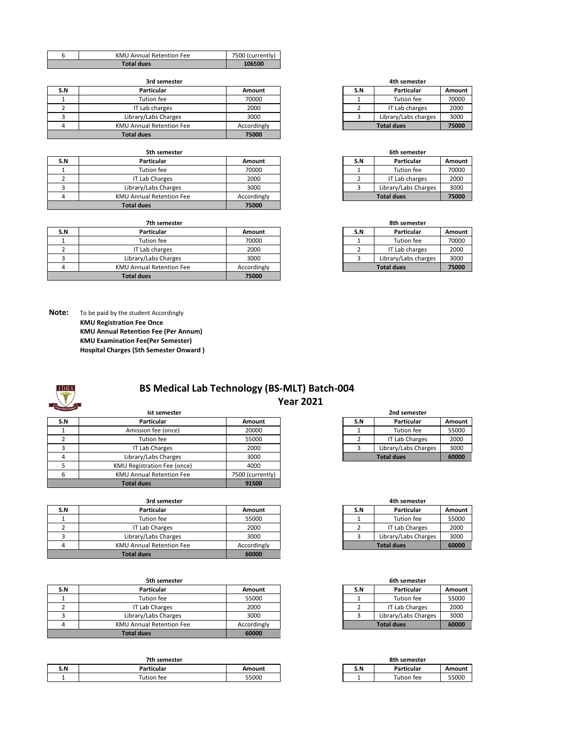| S.N | Particular | Amount |
|---|---|---|
| 6 | KMU Annual Retention Fee | 7500 (currently) |
| Total dues | | 106500 |

**3rd semester**

| S.N | Particular | Amount |
|---|---|---|
| 1 | Tution fee | 70000 |
| 2 | IT Lab charges | 2000 |
| 3 | Library/Labs Charges | 3000 |
| 4 | KMU Annual Retention Fee | Accordingly |
| **Total dues** | | **75000** |

**4th semester**

| S.N | Particular | Amount |
|---|---|---|
| 1 | Tution fee | 70000 |
| 2 | IT Lab charges | 2000 |
| 3 | Library/Labs charges | 3000 |
| **Total dues** | | **75000** |

**5th semester**

| S.N | Particular | Amount |
|---|---|---|
| 1 | Tution fee | 70000 |
| 2 | IT Lab Charges | 2000 |
| 3 | Library/Labs Charges | 3000 |
| 4 | KMU Annual Retention Fee | Accordingly |
| **Total dues** | | **75000** |

**6th semester**

| S.N | Particular | Amount |
|---|---|---|
| 1 | Tution fee | 70000 |
| 2 | IT Lab charges | 2000 |
| 3 | Library/Labs Charges | 3000 |
| **Total dues** | | **75000** |

**7th semester**

| S.N | Particular | Amount |
|---|---|---|
| 1 | Tution fee | 70000 |
| 2 | IT Lab charges | 2000 |
| 3 | Library/Labs Charges | 3000 |
| 4 | KMU Annual Retention Fee | Accordingly |
| **Total dues** | | **75000** |

**8th semester**

| S.N | Particular | Amount |
|---|---|---|
| 1 | Tution fee | 70000 |
| 2 | IT Lab charges | 2000 |
| 3 | Library/Labs charges | 3000 |
| **Total dues** | | **75000** |

**Note:** To be paid by the student Accordingly

**KMU Registration Fee Once**
**KMU Annual Retention Fee (Per Annum)**
**KMU Examination Fee(Per Semester)**
**Hospital Charges (5th Semester Onward )**

## BS Medical Lab Technology (BS-MLT) Batch-004
## Year 2021

**Ist semester**

| S.N | Particular | Amount |
|---|---|---|
| 1 | Amission fee (once) | 20000 |
| 2 | Tution fee | 55000 |
| 3 | IT Lab Charges | 2000 |
| 4 | Library/Labs Charges | 3000 |
| 5 | KMU Registration Fee (once) | 4000 |
| 6 | KMU Annual Retention Fee | 7500 (currently) |
| **Total dues** | | **91500** |

**2nd semester**

| S.N | Particular | Amount |
|---|---|---|
| 1 | Tution fee | 55000 |
| 2 | IT Lab Charges | 2000 |
| 3 | Library/Labs Charges | 3000 |
| **Total dues** | | **60000** |

**3rd semester**

| S.N | Particular | Amount |
|---|---|---|
| 1 | Tution fee | 55000 |
| 2 | IT Lab Charges | 2000 |
| 3 | Library/Labs Charges | 3000 |
| 4 | KMU Annual Retention Fee | Accordingly |
| **Total dues** | | **60000** |

**4th semester**

| S.N | Particular | Amount |
|---|---|---|
| 1 | Tution fee | 55000 |
| 2 | IT Lab Charges | 2000 |
| 3 | Library/Labs Charges | 3000 |
| **Total dues** | | **60000** |

**5th semester**

| S.N | Particular | Amount |
|---|---|---|
| 1 | Tution fee | 55000 |
| 2 | IT Lab Charges | 2000 |
| 3 | Library/Labs Charges | 3000 |
| 4 | KMU Annual Retention Fee | Accordingly |
| **Total dues** | | **60000** |

**6th semester**

| S.N | Particular | Amount |
|---|---|---|
| 1 | Tution fee | 55000 |
| 2 | IT Lab Charges | 2000 |
| 3 | Library/Labs Charges | 3000 |
| **Total dues** | | **60000** |

**7th semester**

| S.N | Particular | Amount |
|---|---|---|
| 1 | Tution fee | 55000 |

**8th semester**

| S.N | Particular | Amount |
|---|---|---|
| 1 | Tution fee | 55000 |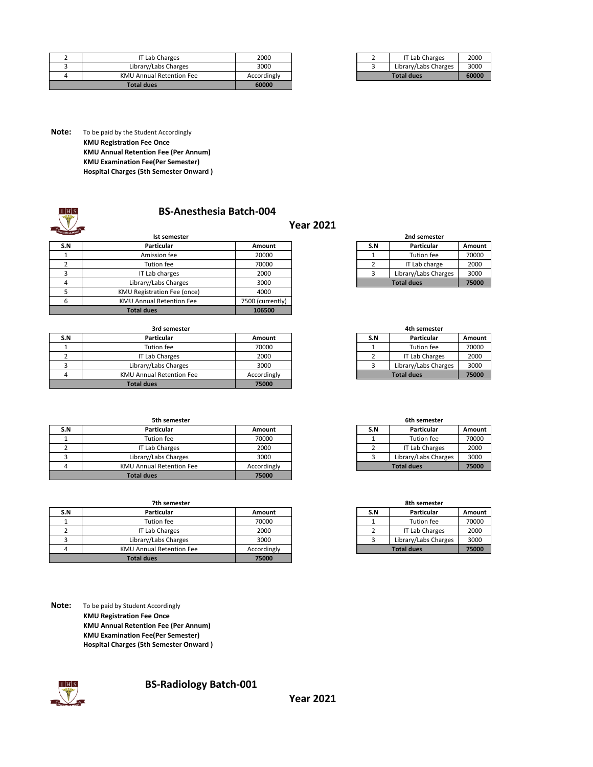| S.N | Particular | Amount |
|---|---|---|
| 2 | IT Lab Charges | 2000 |
| 3 | Library/Labs Charges | 3000 |
| 4 | KMU Annual Retention Fee | Accordingly |
| **Total dues** | | **60000** |

| S.N | Particular | Amount |
|---|---|---|
| 2 | IT Lab Charges | 2000 |
| 3 | Library/Labs Charges | 3000 |
| **Total dues** | | **60000** |

**Note:** To be paid by the Student Accordingly
**KMU Registration Fee Once**
**KMU Annual Retention Fee (Per Annum)**
**KMU Examination Fee(Per Semester)**
**Hospital Charges (5th Semester Onward )**

## BS-Anesthesia Batch-004

### Year 2021

**Ist semester**

| S.N | Particular | Amount |
|---|---|---|
| 1 | Amission fee | 20000 |
| 2 | Tution fee | 70000 |
| 3 | IT Lab charges | 2000 |
| 4 | Library/Labs Charges | 3000 |
| 5 | KMU Registration Fee (once) | 4000 |
| 6 | KMU Annual Retention Fee | 7500 (currently) |
| **Total dues** | | **106500** |

**2nd semester**

| S.N | Particular | Amount |
|---|---|---|
| 1 | Tution fee | 70000 |
| 2 | IT Lab charge | 2000 |
| 3 | Library/Labs Charges | 3000 |
| **Total dues** | | **75000** |

**3rd semester**

| S.N | Particular | Amount |
|---|---|---|
| 1 | Tution fee | 70000 |
| 2 | IT Lab Charges | 2000 |
| 3 | Library/Labs Charges | 3000 |
| 4 | KMU Annual Retention Fee | Accordingly |
| **Total dues** | | **75000** |

**4th semester**

| S.N | Particular | Amount |
|---|---|---|
| 1 | Tution fee | 70000 |
| 2 | IT Lab Charges | 2000 |
| 3 | Library/Labs Charges | 3000 |
| **Total dues** | | **75000** |

**5th semester**

| S.N | Particular | Amount |
|---|---|---|
| 1 | Tution fee | 70000 |
| 2 | IT Lab Charges | 2000 |
| 3 | Library/Labs Charges | 3000 |
| 4 | KMU Annual Retention Fee | Accordingly |
| **Total dues** | | **75000** |

**6th semester**

| S.N | Particular | Amount |
|---|---|---|
| 1 | Tution fee | 70000 |
| 2 | IT Lab Charges | 2000 |
| 3 | Library/Labs Charges | 3000 |
| **Total dues** | | **75000** |

**7th semester**

| S.N | Particular | Amount |
|---|---|---|
| 1 | Tution fee | 70000 |
| 2 | IT Lab Charges | 2000 |
| 3 | Library/Labs Charges | 3000 |
| 4 | KMU Annual Retention Fee | Accordingly |
| **Total dues** | | **75000** |

**8th semester**

| S.N | Particular | Amount |
|---|---|---|
| 1 | Tution fee | 70000 |
| 2 | IT Lab Charges | 2000 |
| 3 | Library/Labs Charges | 3000 |
| **Total dues** | | **75000** |

**Note:** To be paid by Student Accordingly
**KMU Registration Fee Once**
**KMU Annual Retention Fee (Per Annum)**
**KMU Examination Fee(Per Semester)**
**Hospital Charges (5th Semester Onward )**

## BS-Radiology Batch-001

### Year 2021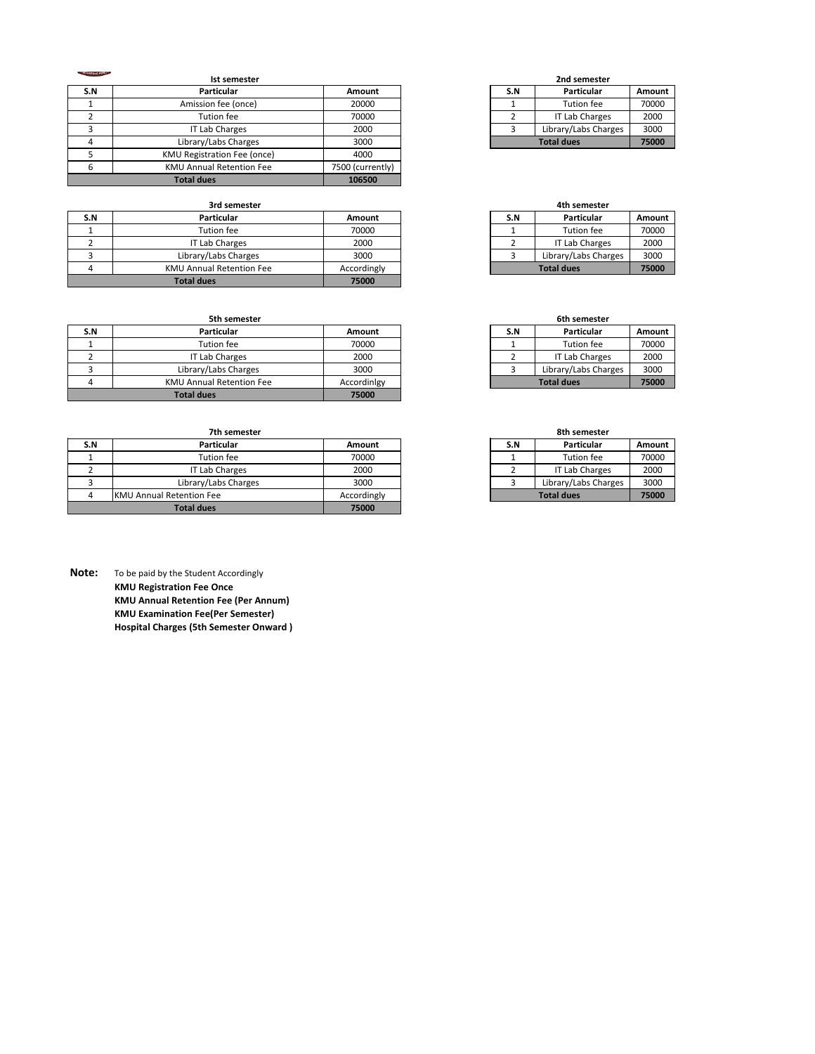### Ist semester

| S.N | Particular | Amount |
|---|---|---|
| 1 | Amission fee (once) | 20000 |
| 2 | Tution fee | 70000 |
| 3 | IT Lab Charges | 2000 |
| 4 | Library/Labs Charges | 3000 |
| 5 | KMU Registration Fee (once) | 4000 |
| 6 | KMU Annual Retention Fee | 7500 (currently) |
| **Total dues** | | **106500** |

### 2nd semester

| S.N | Particular | Amount |
|---|---|---|
| 1 | Tution fee | 70000 |
| 2 | IT Lab Charges | 2000 |
| 3 | Library/Labs Charges | 3000 |
| **Total dues** | | **75000** |

### 3rd semester

| S.N | Particular | Amount |
|---|---|---|
| 1 | Tution fee | 70000 |
| 2 | IT Lab Charges | 2000 |
| 3 | Library/Labs Charges | 3000 |
| 4 | KMU Annual Retention Fee | Accordingly |
| **Total dues** | | **75000** |

### 4th semester

| S.N | Particular | Amount |
|---|---|---|
| 1 | Tution fee | 70000 |
| 2 | IT Lab Charges | 2000 |
| 3 | Library/Labs Charges | 3000 |
| **Total dues** | | **75000** |

### 5th semester

| S.N | Particular | Amount |
|---|---|---|
| 1 | Tution fee | 70000 |
| 2 | IT Lab Charges | 2000 |
| 3 | Library/Labs Charges | 3000 |
| 4 | KMU Annual Retention Fee | Accordinlgy |
| **Total dues** | | **75000** |

### 6th semester

| S.N | Particular | Amount |
|---|---|---|
| 1 | Tution fee | 70000 |
| 2 | IT Lab Charges | 2000 |
| 3 | Library/Labs Charges | 3000 |
| **Total dues** | | **75000** |

### 7th semester

| S.N | Particular | Amount |
|---|---|---|
| 1 | Tution fee | 70000 |
| 2 | IT Lab Charges | 2000 |
| 3 | Library/Labs Charges | 3000 |
| 4 | KMU Annual Retention Fee | Accordingly |
| **Total dues** | | **75000** |

### 8th semester

| S.N | Particular | Amount |
|---|---|---|
| 1 | Tution fee | 70000 |
| 2 | IT Lab Charges | 2000 |
| 3 | Library/Labs Charges | 3000 |
| **Total dues** | | **75000** |

**Note:** To be paid by the Student Accordingly

**KMU Registration Fee Once**
**KMU Annual Retention Fee (Per Annum)**
**KMU Examination Fee(Per Semester)**
**Hospital Charges (5th Semester Onward )**